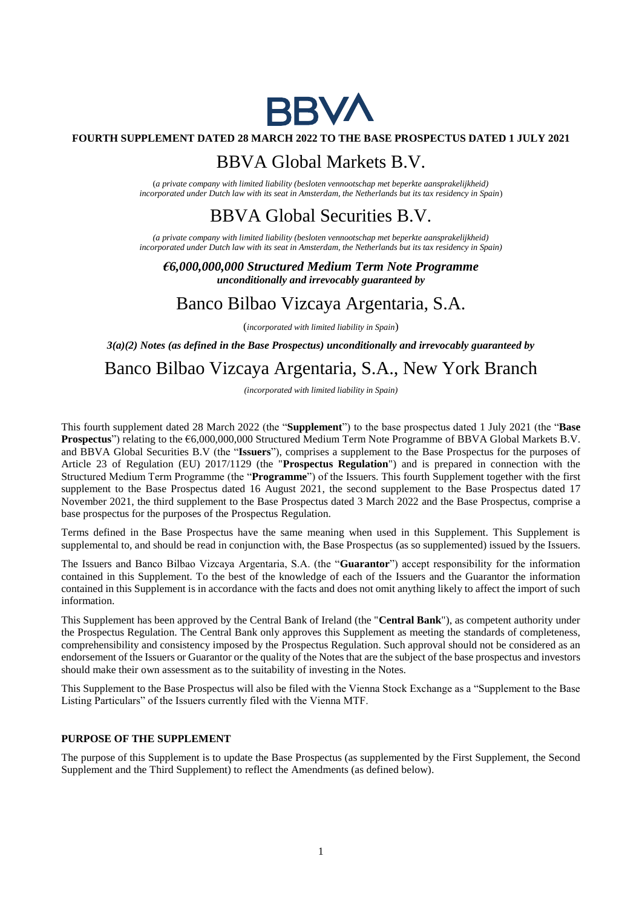BBVA

**FOURTH SUPPLEMENT DATED 28 MARCH 2022 TO THE BASE PROSPECTUS DATED 1 JULY 2021**

# BBVA Global Markets B.V.

*(a private company with limited liability (besloten vennootschap met beperkte aansprakelijkheid) incorporated under Dutch law with its seat in Amsterdam, the Netherlands but its tax residency in Spain)*

# BBVA Global Securities B.V.

*(a private company with limited liability (besloten vennootschap met beperkte aansprakelijkheid) incorporated under Dutch law with its seat in Amsterdam, the Netherlands but its tax residency in Spain)*

***€6,000,000,000 Structured Medium Term Note Programme***
***unconditionally and irrevocably guaranteed by***

# Banco Bilbao Vizcaya Argentaria, S.A.

*(incorporated with limited liability in Spain)*

***3(a)(2) Notes (as defined in the Base Prospectus) unconditionally and irrevocably guaranteed by***

# Banco Bilbao Vizcaya Argentaria, S.A., New York Branch

*(incorporated with limited liability in Spain)*

This fourth supplement dated 28 March 2022 (the "**Supplement**") to the base prospectus dated 1 July 2021 (the "**Base Prospectus**") relating to the €6,000,000,000 Structured Medium Term Note Programme of BBVA Global Markets B.V. and BBVA Global Securities B.V (the "**Issuers**"), comprises a supplement to the Base Prospectus for the purposes of Article 23 of Regulation (EU) 2017/1129 (the "**Prospectus Regulation**") and is prepared in connection with the Structured Medium Term Programme (the "**Programme**") of the Issuers. This fourth Supplement together with the first supplement to the Base Prospectus dated 16 August 2021, the second supplement to the Base Prospectus dated 17 November 2021, the third supplement to the Base Prospectus dated 3 March 2022 and the Base Prospectus, comprise a base prospectus for the purposes of the Prospectus Regulation.

Terms defined in the Base Prospectus have the same meaning when used in this Supplement. This Supplement is supplemental to, and should be read in conjunction with, the Base Prospectus (as so supplemented) issued by the Issuers.

The Issuers and Banco Bilbao Vizcaya Argentaria, S.A. (the "**Guarantor**") accept responsibility for the information contained in this Supplement. To the best of the knowledge of each of the Issuers and the Guarantor the information contained in this Supplement is in accordance with the facts and does not omit anything likely to affect the import of such information.

This Supplement has been approved by the Central Bank of Ireland (the "**Central Bank**"), as competent authority under the Prospectus Regulation. The Central Bank only approves this Supplement as meeting the standards of completeness, comprehensibility and consistency imposed by the Prospectus Regulation. Such approval should not be considered as an endorsement of the Issuers or Guarantor or the quality of the Notes that are the subject of the base prospectus and investors should make their own assessment as to the suitability of investing in the Notes.

This Supplement to the Base Prospectus will also be filed with the Vienna Stock Exchange as a "Supplement to the Base Listing Particulars" of the Issuers currently filed with the Vienna MTF.

**PURPOSE OF THE SUPPLEMENT**

The purpose of this Supplement is to update the Base Prospectus (as supplemented by the First Supplement, the Second Supplement and the Third Supplement) to reflect the Amendments (as defined below).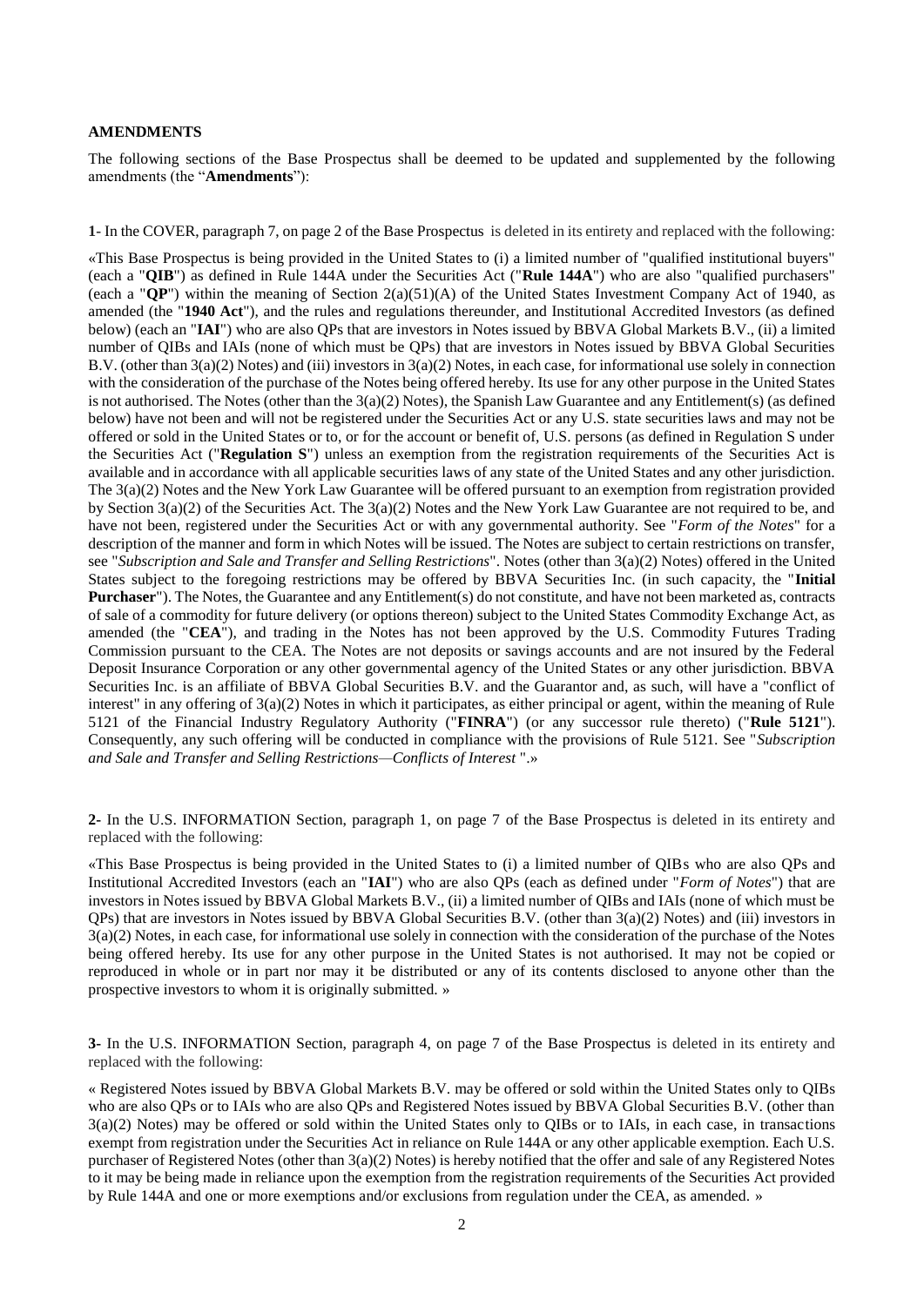**AMENDMENTS**

The following sections of the Base Prospectus shall be deemed to be updated and supplemented by the following amendments (the "**Amendments**"):

**1**- In the COVER, paragraph 7, on page 2 of the Base Prospectus is deleted in its entirety and replaced with the following:

«This Base Prospectus is being provided in the United States to (i) a limited number of "qualified institutional buyers" (each a "**QIB**") as defined in Rule 144A under the Securities Act ("**Rule 144A**") who are also "qualified purchasers" (each a "**QP**") within the meaning of Section 2(a)(51)(A) of the United States Investment Company Act of 1940, as amended (the "**1940 Act**"), and the rules and regulations thereunder, and Institutional Accredited Investors (as defined below) (each an "**IAI**") who are also QPs that are investors in Notes issued by BBVA Global Markets B.V., (ii) a limited number of QIBs and IAIs (none of which must be QPs) that are investors in Notes issued by BBVA Global Securities B.V. (other than 3(a)(2) Notes) and (iii) investors in 3(a)(2) Notes, in each case, for informational use solely in connection with the consideration of the purchase of the Notes being offered hereby. Its use for any other purpose in the United States is not authorised. The Notes (other than the 3(a)(2) Notes), the Spanish Law Guarantee and any Entitlement(s) (as defined below) have not been and will not be registered under the Securities Act or any U.S. state securities laws and may not be offered or sold in the United States or to, or for the account or benefit of, U.S. persons (as defined in Regulation S under the Securities Act ("**Regulation S**") unless an exemption from the registration requirements of the Securities Act is available and in accordance with all applicable securities laws of any state of the United States and any other jurisdiction. The 3(a)(2) Notes and the New York Law Guarantee will be offered pursuant to an exemption from registration provided by Section 3(a)(2) of the Securities Act. The 3(a)(2) Notes and the New York Law Guarantee are not required to be, and have not been, registered under the Securities Act or with any governmental authority. See "*Form of the Notes*" for a description of the manner and form in which Notes will be issued. The Notes are subject to certain restrictions on transfer, see "*Subscription and Sale and Transfer and Selling Restrictions*". Notes (other than 3(a)(2) Notes) offered in the United States subject to the foregoing restrictions may be offered by BBVA Securities Inc. (in such capacity, the "**Initial Purchaser**"). The Notes, the Guarantee and any Entitlement(s) do not constitute, and have not been marketed as, contracts of sale of a commodity for future delivery (or options thereon) subject to the United States Commodity Exchange Act, as amended (the "**CEA**"), and trading in the Notes has not been approved by the U.S. Commodity Futures Trading Commission pursuant to the CEA. The Notes are not deposits or savings accounts and are not insured by the Federal Deposit Insurance Corporation or any other governmental agency of the United States or any other jurisdiction. BBVA Securities Inc. is an affiliate of BBVA Global Securities B.V. and the Guarantor and, as such, will have a "conflict of interest" in any offering of 3(a)(2) Notes in which it participates, as either principal or agent, within the meaning of Rule 5121 of the Financial Industry Regulatory Authority ("**FINRA**") (or any successor rule thereto) ("**Rule 5121**"). Consequently, any such offering will be conducted in compliance with the provisions of Rule 5121. See "*Subscription and Sale and Transfer and Selling Restrictions—Conflicts of Interest* ".»

**2-** In the U.S. INFORMATION Section, paragraph 1, on page 7 of the Base Prospectus is deleted in its entirety and replaced with the following:

«This Base Prospectus is being provided in the United States to (i) a limited number of QIBs who are also QPs and Institutional Accredited Investors (each an "**IAI**") who are also QPs (each as defined under "*Form of Notes*") that are investors in Notes issued by BBVA Global Markets B.V., (ii) a limited number of QIBs and IAIs (none of which must be QPs) that are investors in Notes issued by BBVA Global Securities B.V. (other than 3(a)(2) Notes) and (iii) investors in 3(a)(2) Notes, in each case, for informational use solely in connection with the consideration of the purchase of the Notes being offered hereby. Its use for any other purpose in the United States is not authorised. It may not be copied or reproduced in whole or in part nor may it be distributed or any of its contents disclosed to anyone other than the prospective investors to whom it is originally submitted. »

**3-** In the U.S. INFORMATION Section, paragraph 4, on page 7 of the Base Prospectus is deleted in its entirety and replaced with the following:

« Registered Notes issued by BBVA Global Markets B.V. may be offered or sold within the United States only to QIBs who are also QPs or to IAIs who are also QPs and Registered Notes issued by BBVA Global Securities B.V. (other than 3(a)(2) Notes) may be offered or sold within the United States only to QIBs or to IAIs, in each case, in transactions exempt from registration under the Securities Act in reliance on Rule 144A or any other applicable exemption. Each U.S. purchaser of Registered Notes (other than 3(a)(2) Notes) is hereby notified that the offer and sale of any Registered Notes to it may be being made in reliance upon the exemption from the registration requirements of the Securities Act provided by Rule 144A and one or more exemptions and/or exclusions from regulation under the CEA, as amended. »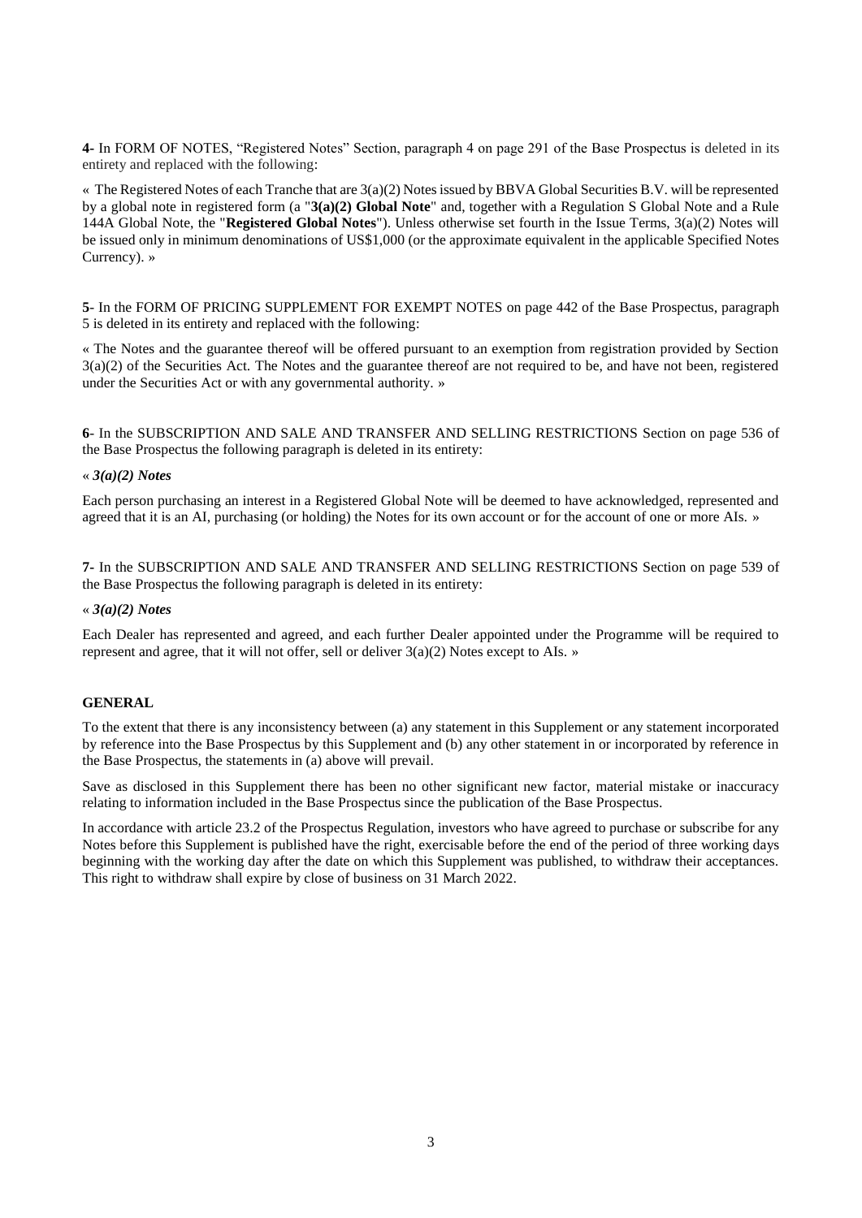**4-** In FORM OF NOTES, “Registered Notes” Section, paragraph 4 on page 291 of the Base Prospectus is deleted in its entirety and replaced with the following:

« The Registered Notes of each Tranche that are 3(a)(2) Notes issued by BBVA Global Securities B.V. will be represented by a global note in registered form (a "**3(a)(2) Global Note**" and, together with a Regulation S Global Note and a Rule 144A Global Note, the "**Registered Global Notes**"). Unless otherwise set fourth in the Issue Terms, 3(a)(2) Notes will be issued only in minimum denominations of US$1,000 (or the approximate equivalent in the applicable Specified Notes Currency). »

**5**- In the FORM OF PRICING SUPPLEMENT FOR EXEMPT NOTES on page 442 of the Base Prospectus, paragraph 5 is deleted in its entirety and replaced with the following:

« The Notes and the guarantee thereof will be offered pursuant to an exemption from registration provided by Section 3(a)(2) of the Securities Act. The Notes and the guarantee thereof are not required to be, and have not been, registered under the Securities Act or with any governmental authority. »

**6**- In the SUBSCRIPTION AND SALE AND TRANSFER AND SELLING RESTRICTIONS Section on page 536 of the Base Prospectus the following paragraph is deleted in its entirety:

« ***3(a)(2) Notes***

Each person purchasing an interest in a Registered Global Note will be deemed to have acknowledged, represented and agreed that it is an AI, purchasing (or holding) the Notes for its own account or for the account of one or more AIs. »

**7-** In the SUBSCRIPTION AND SALE AND TRANSFER AND SELLING RESTRICTIONS Section on page 539 of the Base Prospectus the following paragraph is deleted in its entirety:

« ***3(a)(2) Notes***

Each Dealer has represented and agreed, and each further Dealer appointed under the Programme will be required to represent and agree, that it will not offer, sell or deliver 3(a)(2) Notes except to AIs. »

**GENERAL**

To the extent that there is any inconsistency between (a) any statement in this Supplement or any statement incorporated by reference into the Base Prospectus by this Supplement and (b) any other statement in or incorporated by reference in the Base Prospectus, the statements in (a) above will prevail.

Save as disclosed in this Supplement there has been no other significant new factor, material mistake or inaccuracy relating to information included in the Base Prospectus since the publication of the Base Prospectus.

In accordance with article 23.2 of the Prospectus Regulation, investors who have agreed to purchase or subscribe for any Notes before this Supplement is published have the right, exercisable before the end of the period of three working days beginning with the working day after the date on which this Supplement was published, to withdraw their acceptances. This right to withdraw shall expire by close of business on 31 March 2022.